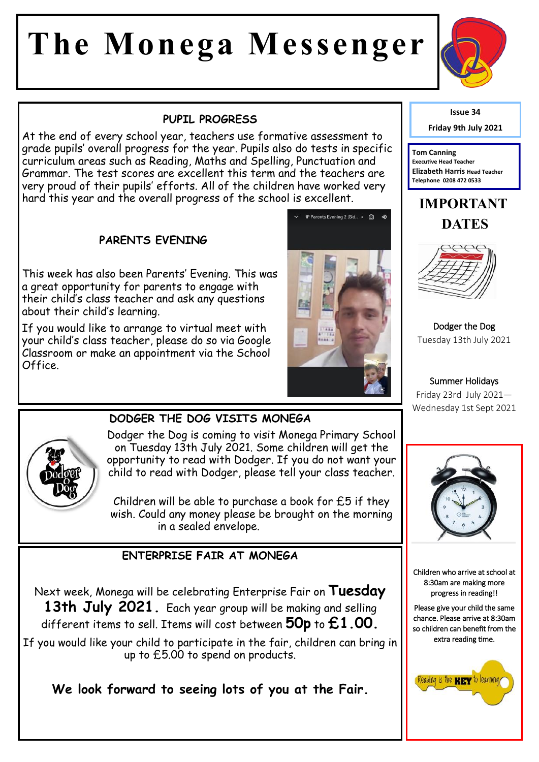# The Monega Messenger

Issue 34

Friday 9th July 2021

**Tom Canning** Executive Head Teacher
**Elizabeth Harris** Head Teacher
Telephone 0208 472 0533

## PUPIL PROGRESS

At the end of every school year, teachers use formative assessment to grade pupils' overall progress for the year. Pupils also do tests in specific curriculum areas such as Reading, Maths and Spelling, Punctuation and Grammar. The test scores are excellent this term and the teachers are very proud of their pupils' efforts. All of the children have worked very hard this year and the overall progress of the school is excellent.

## PARENTS EVENING

This week has also been Parents' Evening. This was a great opportunity for parents to engage with their child's class teacher and ask any questions about their child's learning.

If you would like to arrange to virtual meet with your child's class teacher, please do so via Google Classroom or make an appointment via the School Office.

## DODGER THE DOG VISITS MONEGA

Dodger the Dog is coming to visit Monega Primary School on Tuesday 13th July 2021. Some children will get the opportunity to read with Dodger. If you do not want your child to read with Dodger, please tell your class teacher.

Children will be able to purchase a book for £5 if they wish. Could any money please be brought on the morning in a sealed envelope.

## ENTERPRISE FAIR AT MONEGA

Next week, Monega will be celebrating Enterprise Fair on **Tuesday 13th July 2021.** Each year group will be making and selling different items to sell. Items will cost between **50p** to **£1.00.**

If you would like your child to participate in the fair, children can bring in up to £5.00 to spend on products.

**We look forward to seeing lots of you at the Fair.**

## IMPORTANT DATES

Dodger the Dog
Tuesday 13th July 2021

Summer Holidays
Friday 23rd July 2021—Wednesday 1st Sept 2021

Children who arrive at school at 8:30am are making more progress in reading!!

Please give your child the same chance. Please arrive at 8:30am so children can benefit from the extra reading time.

Reading is the KEY to learning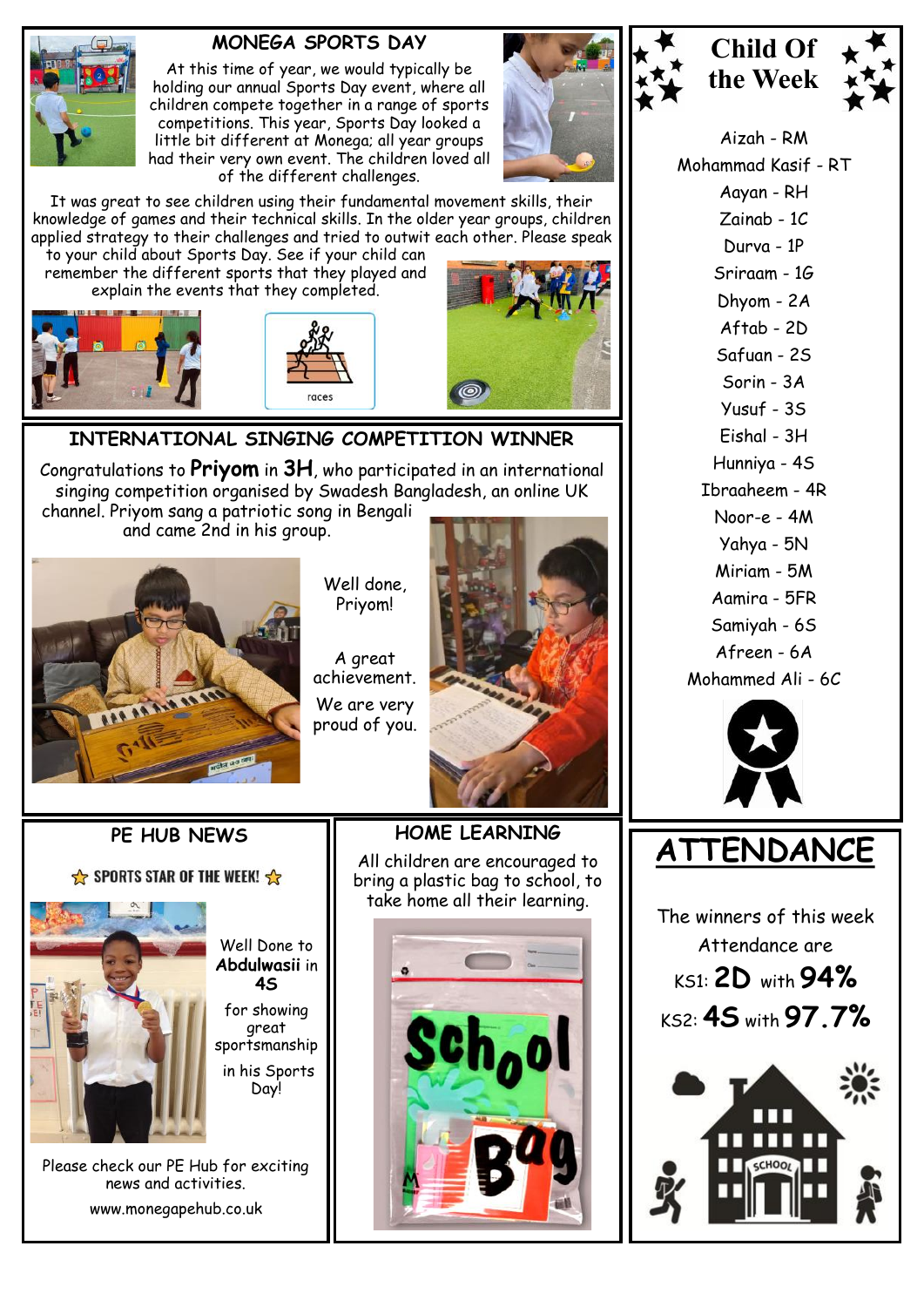## MONEGA SPORTS DAY

At this time of year, we would typically be holding our annual Sports Day event, where all children compete together in a range of sports competitions. This year, Sports Day looked a little bit different at Monega; all year groups had their very own event. The children loved all of the different challenges.

It was great to see children using their fundamental movement skills, their knowledge of games and their technical skills. In the older year groups, children applied strategy to their challenges and tried to outwit each other. Please speak to your child about Sports Day. See if your child can remember the different sports that they played and explain the events that they completed.

races

## INTERNATIONAL SINGING COMPETITION WINNER

Congratulations to **Priyom** in **3H**, who participated in an international singing competition organised by Swadesh Bangladesh, an online UK channel. Priyom sang a patriotic song in Bengali and came 2nd in his group.

Well done, Priyom!

A great achievement.

We are very proud of you.

## Child Of the Week

Aizah - RM
Mohammad Kasif - RT
Aayan - RH
Zainab - 1C
Durva - 1P
Sriraam - 1G
Dhyom - 2A
Aftab - 2D
Safuan - 2S
Sorin - 3A
Yusuf - 3S
Eishal - 3H
Hunniya - 4S
Ibraaheem - 4R
Noor-e - 4M
Yahya - 5N
Miriam - 5M
Aamira - 5FR
Samiyah - 6S
Afreen - 6A
Mohammed Ali - 6C

## PE HUB NEWS

☆ SPORTS STAR OF THE WEEK! ☆

Well Done to **Abdulwasii** in **4S** for showing great sportsmanship in his Sports Day!

Please check our PE Hub for exciting news and activities.

www.monegapehub.co.uk

## HOME LEARNING

All children are encouraged to bring a plastic bag to school, to take home all their learning.

## ATTENDANCE

The winners of this week Attendance are

KS1: **2D** with **94%**

KS2: **4S** with **97.7%**